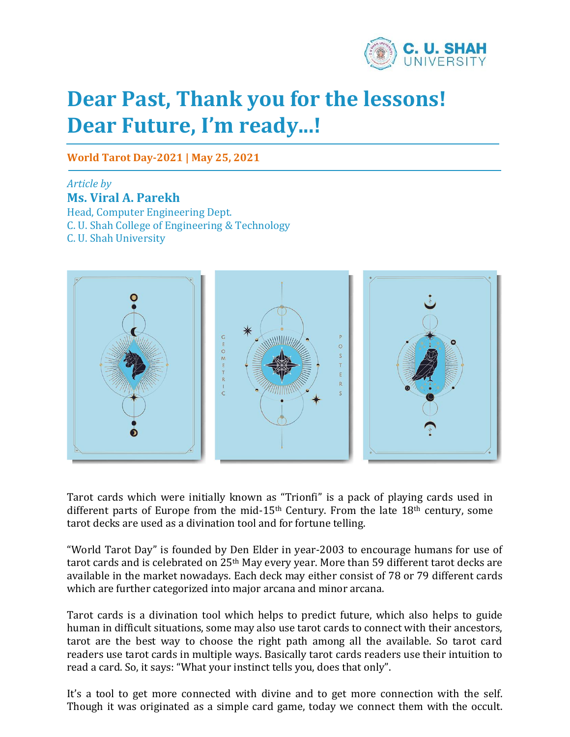# Dear Past, Thank you for the lessons! Dear Future, I'm ready...!

**World Tarot Day-2021 | May 25, 2021**

*Article by*

**Ms. Viral A. Parekh**

Head, Computer Engineering Dept.
C. U. Shah College of Engineering & Technology
C. U. Shah University

Tarot cards which were initially known as "Trionfi" is a pack of playing cards used in different parts of Europe from the mid-15th Century. From the late 18th century, some tarot decks are used as a divination tool and for fortune telling.

"World Tarot Day" is founded by Den Elder in year-2003 to encourage humans for use of tarot cards and is celebrated on 25th May every year. More than 59 different tarot decks are available in the market nowadays. Each deck may either consist of 78 or 79 different cards which are further categorized into major arcana and minor arcana.

Tarot cards is a divination tool which helps to predict future, which also helps to guide human in difficult situations, some may also use tarot cards to connect with their ancestors, tarot are the best way to choose the right path among all the available. So tarot card readers use tarot cards in multiple ways. Basically tarot cards readers use their intuition to read a card. So, it says: "What your instinct tells you, does that only".

It's a tool to get more connected with divine and to get more connection with the self. Though it was originated as a simple card game, today we connect them with the occult.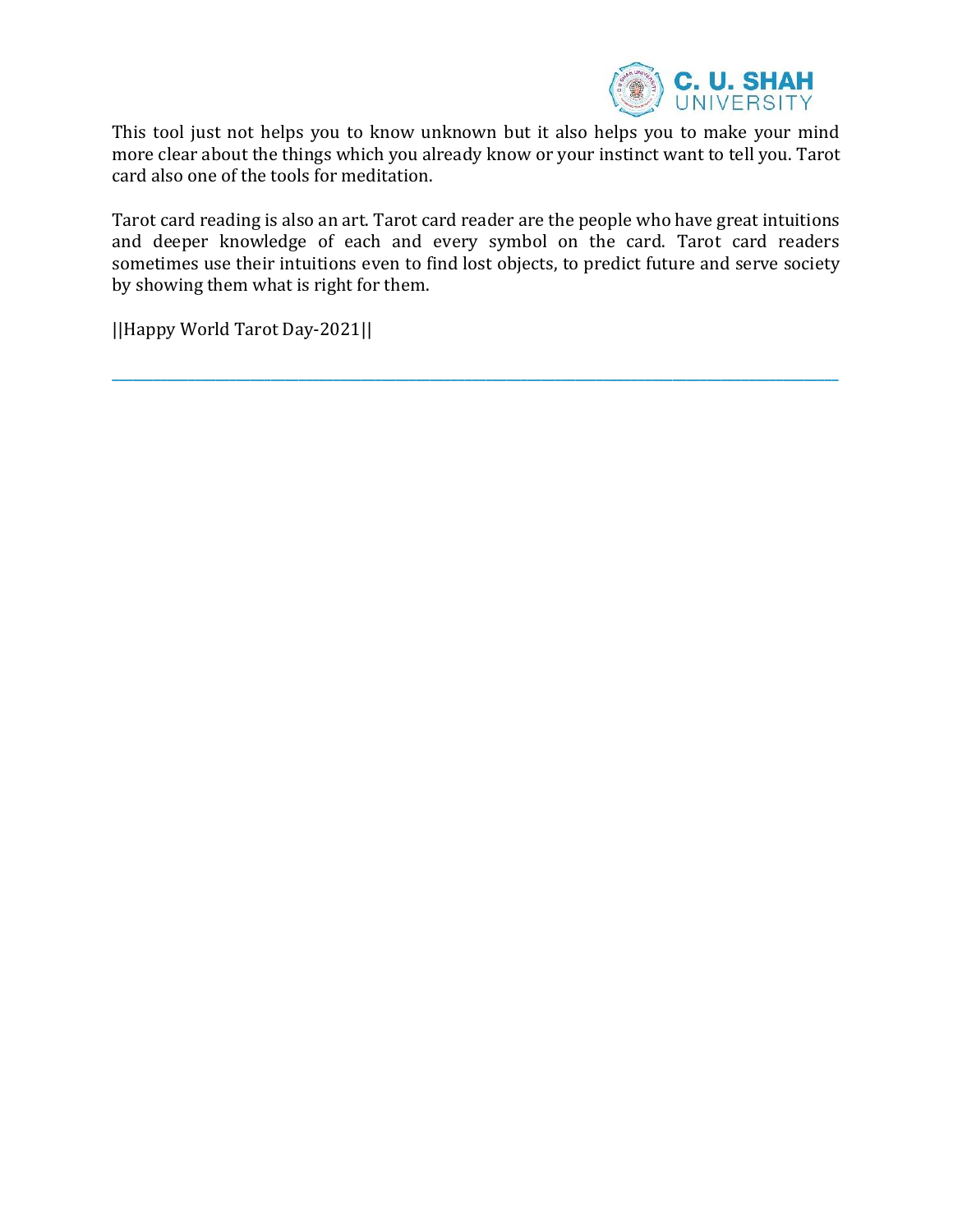This tool just not helps you to know unknown but it also helps you to make your mind more clear about the things which you already know or your instinct want to tell you. Tarot card also one of the tools for meditation.

Tarot card reading is also an art. Tarot card reader are the people who have great intuitions and deeper knowledge of each and every symbol on the card. Tarot card readers sometimes use their intuitions even to find lost objects, to predict future and serve society by showing them what is right for them.

||Happy World Tarot Day-2021||

---